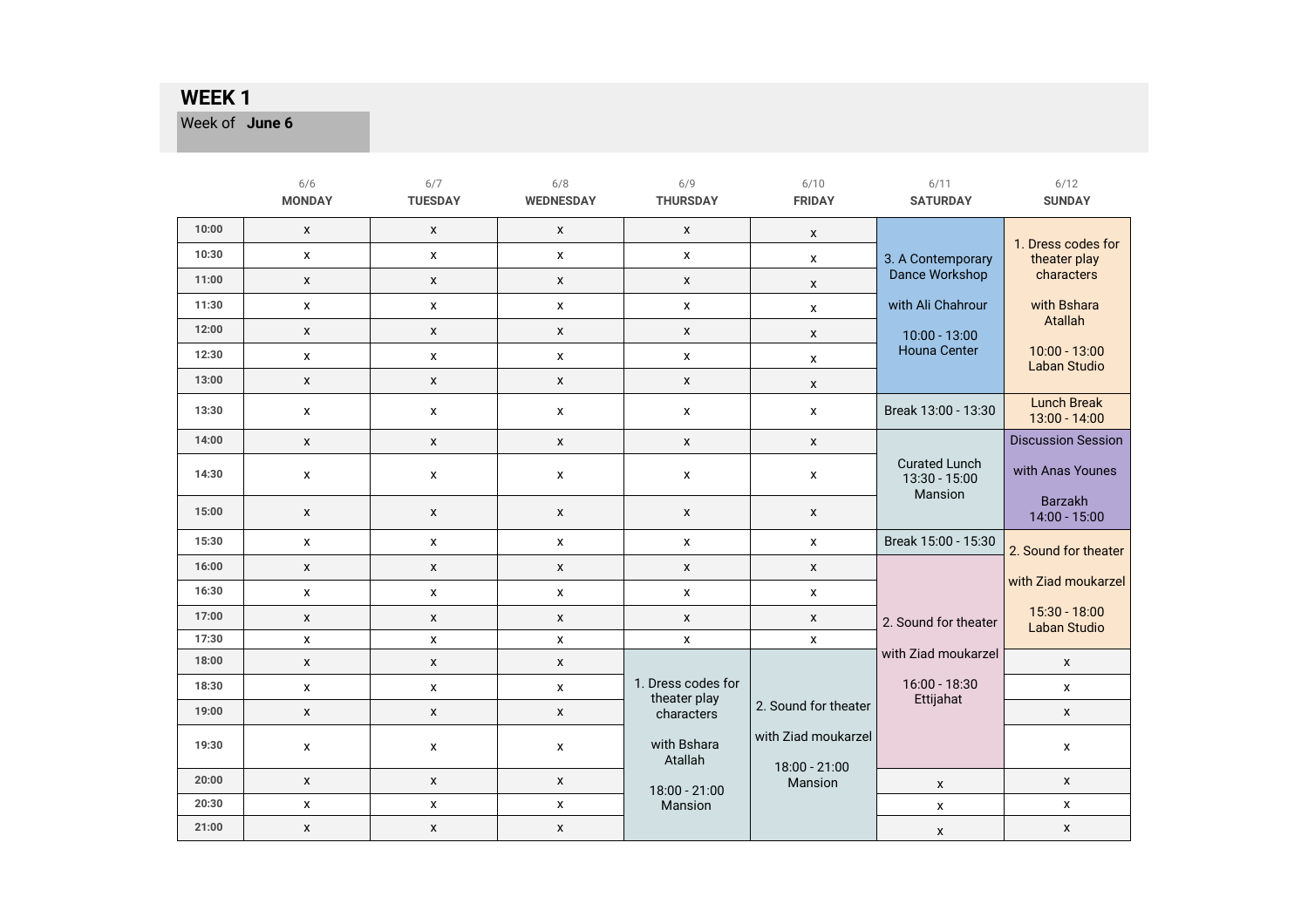## WEEK 1

Week of **June 6**

| | 6/6 MONDAY | 6/7 TUESDAY | 6/8 WEDNESDAY | 6/9 THURSDAY | 6/10 FRIDAY | 6/11 SATURDAY | 6/12 SUNDAY |
|---|---|---|---|---|---|---|---|
| 10:00 | x | x | x | x | x | 3. A Contemporary Dance Workshop with Ali Chahrour 10:00 - 13:00 Houna Center | 1. Dress codes for theater play characters with Bshara Atallah 10:00 - 13:00 Laban Studio |
| 10:30 | x | x | x | x | x | | |
| 11:00 | x | x | x | x | x | | |
| 11:30 | x | x | x | x | x | | |
| 12:00 | x | x | x | x | x | | |
| 12:30 | x | x | x | x | x | | |
| 13:00 | x | x | x | x | x | | |
| 13:30 | x | x | x | x | x | Break 13:00 - 13:30 | Lunch Break 13:00 - 14:00 |
| 14:00 | x | x | x | x | x | Curated Lunch 13:30 - 15:00 Mansion | Discussion Session with Anas Younes Barzakh 14:00 - 15:00 |
| 14:30 | x | x | x | x | x | | |
| 15:00 | x | x | x | x | x | | |
| 15:30 | x | x | x | x | x | Break 15:00 - 15:30 | 2. Sound for theater with Ziad moukarzel 15:30 - 18:00 Laban Studio |
| 16:00 | x | x | x | x | x | 2. Sound for theater with Ziad moukarzel 16:00 - 18:30 Ettijahat | |
| 16:30 | x | x | x | x | x | | |
| 17:00 | x | x | x | x | x | | |
| 17:30 | x | x | x | x | x | | |
| 18:00 | x | x | x | 1. Dress codes for theater play characters with Bshara Atallah 18:00 - 21:00 Mansion | 2. Sound for theater with Ziad moukarzel 18:00 - 21:00 Mansion | | x |
| 18:30 | x | x | x | | | | x |
| 19:00 | x | x | x | | | | x |
| 19:30 | x | x | x | | | | x |
| 20:00 | x | x | x | | | x | x |
| 20:30 | x | x | x | | | x | x |
| 21:00 | x | x | x | | | x | x |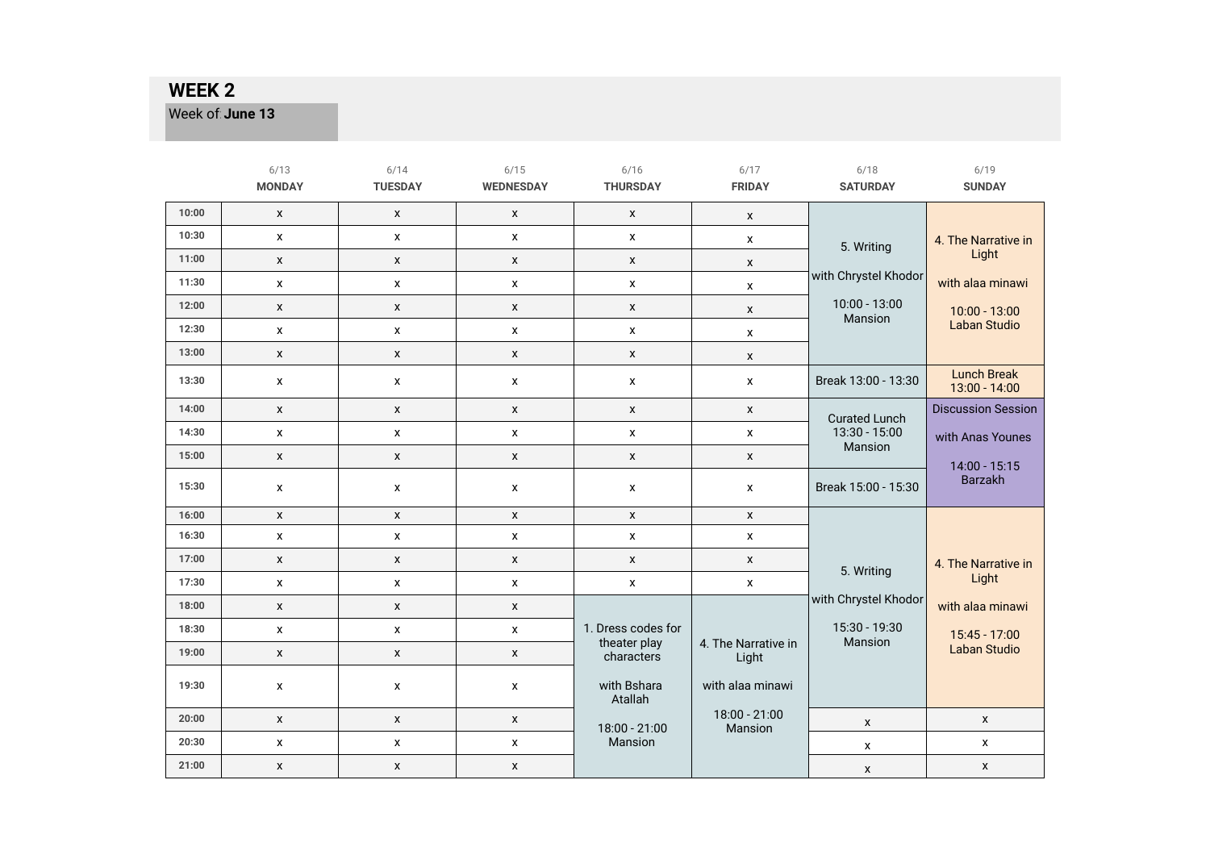## WEEK 2

Week of **June 13**

| | 6/13 MONDAY | 6/14 TUESDAY | 6/15 WEDNESDAY | 6/16 THURSDAY | 6/17 FRIDAY | 6/18 SATURDAY | 6/19 SUNDAY |
|---|---|---|---|---|---|---|---|
| 10:00 | x | x | x | x | x | 5. Writing with Chrystel Khodor 10:00 - 13:00 Mansion | 4. The Narrative in Light with alaa minawi 10:00 - 13:00 Laban Studio |
| 10:30 | x | x | x | x | x | | |
| 11:00 | x | x | x | x | x | | |
| 11:30 | x | x | x | x | x | | |
| 12:00 | x | x | x | x | x | | |
| 12:30 | x | x | x | x | x | | |
| 13:00 | x | x | x | x | x | | |
| 13:30 | x | x | x | x | x | Break 13:00 - 13:30 | Lunch Break 13:00 - 14:00 |
| 14:00 | x | x | x | x | x | Curated Lunch 13:30 - 15:00 Mansion | Discussion Session with Anas Younes 14:00 - 15:15 Barzakh |
| 14:30 | x | x | x | x | x | | |
| 15:00 | x | x | x | x | x | | |
| 15:30 | x | x | x | x | x | Break 15:00 - 15:30 | |
| 16:00 | x | x | x | x | x | 5. Writing with Chrystel Khodor 15:30 - 19:30 Mansion | 4. The Narrative in Light with alaa minawi 15:45 - 17:00 Laban Studio |
| 16:30 | x | x | x | x | x | | |
| 17:00 | x | x | x | x | x | | |
| 17:30 | x | x | x | x | x | | |
| 18:00 | x | x | x | 1. Dress codes for theater play characters with Bshara Atallah 18:00 - 21:00 Mansion | 4. The Narrative in Light with alaa minawi 18:00 - 21:00 Mansion | | |
| 18:30 | x | x | x | | | | |
| 19:00 | x | x | x | | | | |
| 19:30 | x | x | x | | | | |
| 20:00 | x | x | x | | | x | x |
| 20:30 | x | x | x | | | x | x |
| 21:00 | x | x | x | | | x | x |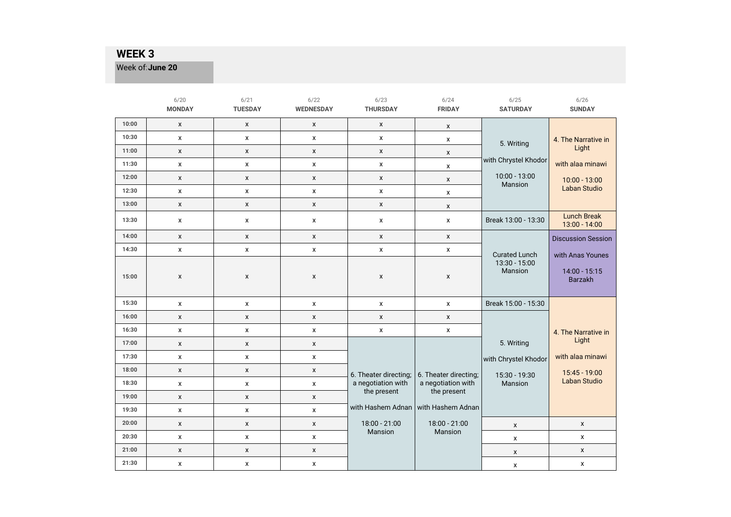## WEEK 3

Week of: **June 20**

| | 6/20 MONDAY | 6/21 TUESDAY | 6/22 WEDNESDAY | 6/23 THURSDAY | 6/24 FRIDAY | 6/25 SATURDAY | 6/26 SUNDAY |
|---|---|---|---|---|---|---|---|
| 10:00 | x | x | x | x | x | 5. Writing with Chrystel Khodor 10:00 - 13:00 Mansion | 4. The Narrative in Light with alaa minawi 10:00 - 13:00 Laban Studio |
| 10:30 | x | x | x | x | x | | |
| 11:00 | x | x | x | x | x | | |
| 11:30 | x | x | x | x | x | | |
| 12:00 | x | x | x | x | x | | |
| 12:30 | x | x | x | x | x | | |
| 13:00 | x | x | x | x | x | | |
| 13:30 | x | x | x | x | x | Break 13:00 - 13:30 | Lunch Break 13:00 - 14:00 |
| 14:00 | x | x | x | x | x | Curated Lunch 13:30 - 15:00 Mansion | Discussion Session with Anas Younes 14:00 - 15:15 Barzakh |
| 14:30 | x | x | x | x | x | | |
| 15:00 | x | x | x | x | x | | |
| 15:30 | x | x | x | x | x | Break 15:00 - 15:30 | 4. The Narrative in Light with alaa minawi 15:45 - 19:00 Laban Studio |
| 16:00 | x | x | x | x | x | 5. Writing with Chrystel Khodor 15:30 - 19:30 Mansion | |
| 16:30 | x | x | x | x | x | | |
| 17:00 | x | x | x | 6. Theater directing; a negotiation with the present with Hashem Adnan 18:00 - 21:00 Mansion | 6. Theater directing; a negotiation with the present with Hashem Adnan 18:00 - 21:00 Mansion | | |
| 17:30 | x | x | x | | | | |
| 18:00 | x | x | x | | | | |
| 18:30 | x | x | x | | | | |
| 19:00 | x | x | x | | | | |
| 19:30 | x | x | x | | | | |
| 20:00 | x | x | x | | | x | x |
| 20:30 | x | x | x | | | x | x |
| 21:00 | x | x | x | | | x | x |
| 21:30 | x | x | x | | | x | x |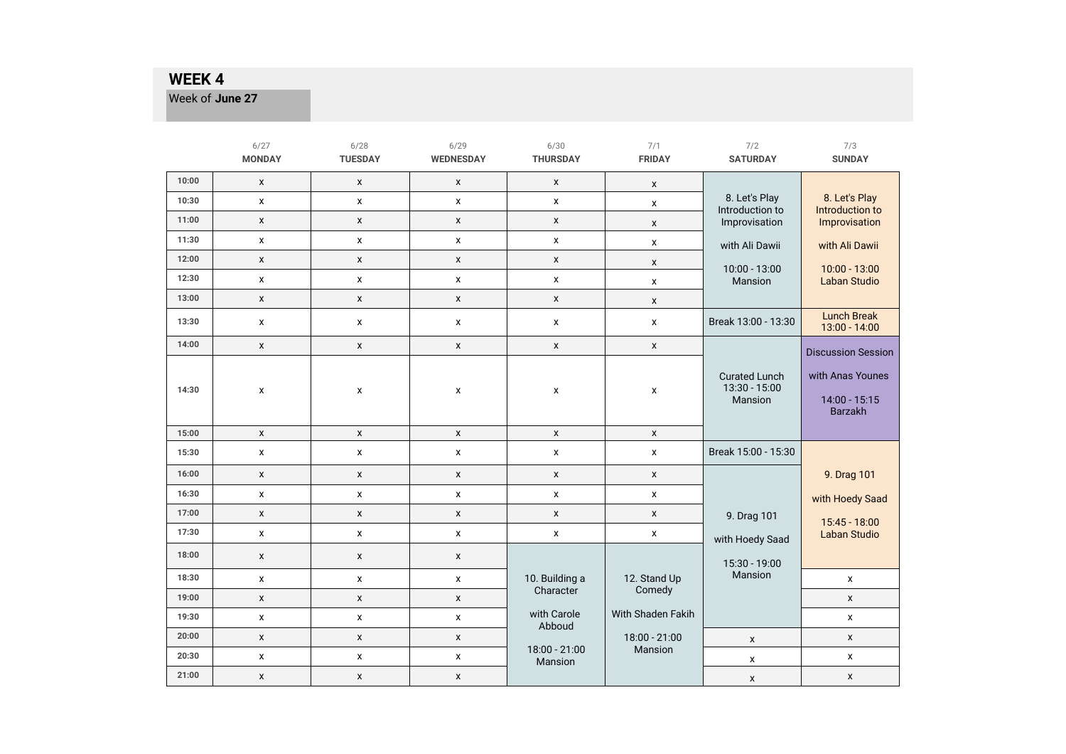## WEEK 4

Week of **June 27**

| | 6/27 MONDAY | 6/28 TUESDAY | 6/29 WEDNESDAY | 6/30 THURSDAY | 7/1 FRIDAY | 7/2 SATURDAY | 7/3 SUNDAY |
|---|---|---|---|---|---|---|---|
| 10:00 | x | x | x | x | x | 8. Let's Play Introduction to Improvisation with Ali Dawii 10:00 - 13:00 Mansion | 8. Let's Play Introduction to Improvisation with Ali Dawii 10:00 - 13:00 Laban Studio |
| 10:30 | x | x | x | x | x | | |
| 11:00 | x | x | x | x | x | | |
| 11:30 | x | x | x | x | x | | |
| 12:00 | x | x | x | x | x | | |
| 12:30 | x | x | x | x | x | | |
| 13:00 | x | x | x | x | x | | |
| 13:30 | x | x | x | x | x | Break 13:00 - 13:30 | Lunch Break 13:00 - 14:00 |
| 14:00 | x | x | x | x | x | Curated Lunch 13:30 - 15:00 Mansion | Discussion Session with Anas Younes 14:00 - 15:15 Barzakh |
| 14:30 | x | x | x | x | x | | |
| 15:00 | x | x | x | x | x | | |
| 15:30 | x | x | x | x | x | Break 15:00 - 15:30 | 9. Drag 101 with Hoedy Saad 15:45 - 18:00 Laban Studio |
| 16:00 | x | x | x | x | x | 9. Drag 101 with Hoedy Saad 15:30 - 19:00 Mansion | |
| 16:30 | x | x | x | x | x | | |
| 17:00 | x | x | x | x | x | | |
| 17:30 | x | x | x | x | x | | |
| 18:00 | x | x | x | 10. Building a Character with Carole Abboud 18:00 - 21:00 Mansion | 12. Stand Up Comedy With Shaden Fakih 18:00 - 21:00 Mansion | | |
| 18:30 | x | x | x | | | | x |
| 19:00 | x | x | x | | | | x |
| 19:30 | x | x | x | | | | x |
| 20:00 | x | x | x | | | x | x |
| 20:30 | x | x | x | | | x | x |
| 21:00 | x | x | x | | | x | x |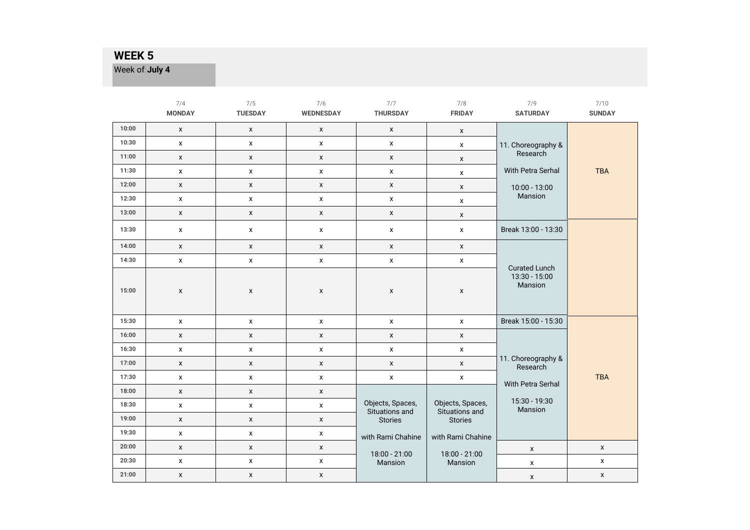## WEEK 5

Week of: **July 4**

| | 7/4 MONDAY | 7/5 TUESDAY | 7/6 WEDNESDAY | 7/7 THURSDAY | 7/8 FRIDAY | 7/9 SATURDAY | 7/10 SUNDAY |
|---|---|---|---|---|---|---|---|
| 10:00 | x | x | x | x | x | 11. Choreography & Research With Petra Serhal 10:00 - 13:00 Mansion | TBA |
| 10:30 | x | x | x | x | x | | |
| 11:00 | x | x | x | x | x | | |
| 11:30 | x | x | x | x | x | | |
| 12:00 | x | x | x | x | x | | |
| 12:30 | x | x | x | x | x | | |
| 13:00 | x | x | x | x | x | | |
| 13:30 | x | x | x | x | x | Break 13:00 - 13:30 | |
| 14:00 | x | x | x | x | x | Curated Lunch 13:30 - 15:00 Mansion | |
| 14:30 | x | x | x | x | x | | |
| 15:00 | x | x | x | x | x | | |
| 15:30 | x | x | x | x | x | Break 15:00 - 15:30 | TBA |
| 16:00 | x | x | x | x | x | 11. Choreography & Research With Petra Serhal 15:30 - 19:30 Mansion | |
| 16:30 | x | x | x | x | x | | |
| 17:00 | x | x | x | x | x | | |
| 17:30 | x | x | x | x | x | | |
| 18:00 | x | x | x | Objects, Spaces, Situations and Stories with Rami Chahine 18:00 - 21:00 Mansion | Objects, Spaces, Situations and Stories with Rami Chahine 18:00 - 21:00 Mansion | | |
| 18:30 | x | x | x | | | | |
| 19:00 | x | x | x | | | | |
| 19:30 | x | x | x | | | | |
| 20:00 | x | x | x | | | x | x |
| 20:30 | x | x | x | | | x | x |
| 21:00 | x | x | x | | | x | x |